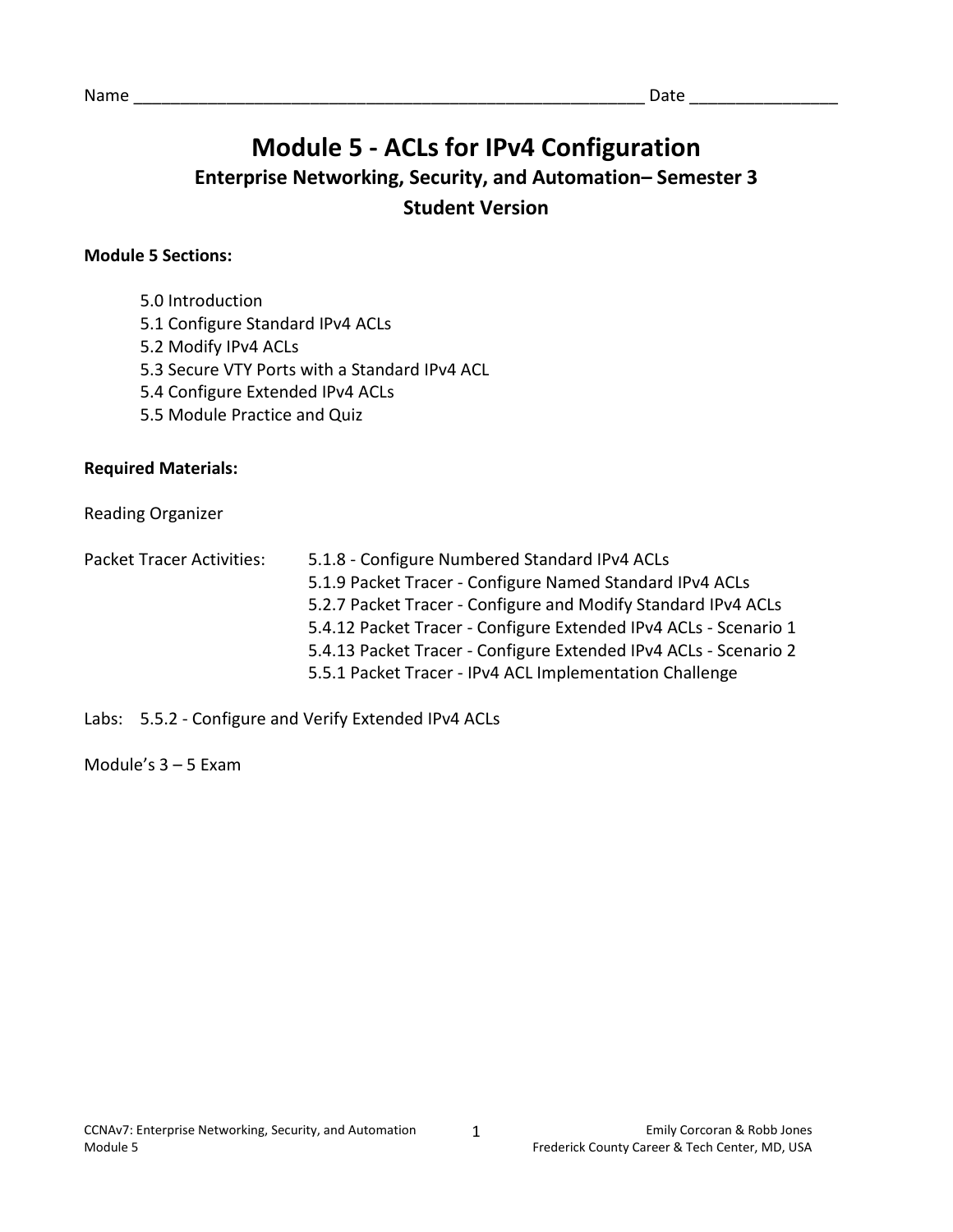Name ______________________________________________________ Date _______________

# Module 5 - ACLs for IPv4 Configuration

## Enterprise Networking, Security, and Automation– Semester 3

## Student Version

**Module 5 Sections:**

- 5.0 Introduction
- 5.1 Configure Standard IPv4 ACLs
- 5.2 Modify IPv4 ACLs
- 5.3 Secure VTY Ports with a Standard IPv4 ACL
- 5.4 Configure Extended IPv4 ACLs
- 5.5 Module Practice and Quiz

**Required Materials:**

Reading Organizer

Packet Tracer Activities:

- 5.1.8 - Configure Numbered Standard IPv4 ACLs
- 5.1.9 Packet Tracer - Configure Named Standard IPv4 ACLs
- 5.2.7 Packet Tracer - Configure and Modify Standard IPv4 ACLs
- 5.4.12 Packet Tracer - Configure Extended IPv4 ACLs - Scenario 1
- 5.4.13 Packet Tracer - Configure Extended IPv4 ACLs - Scenario 2
- 5.5.1 Packet Tracer - IPv4 ACL Implementation Challenge

Labs: 5.5.2 - Configure and Verify Extended IPv4 ACLs

Module's 3 – 5 Exam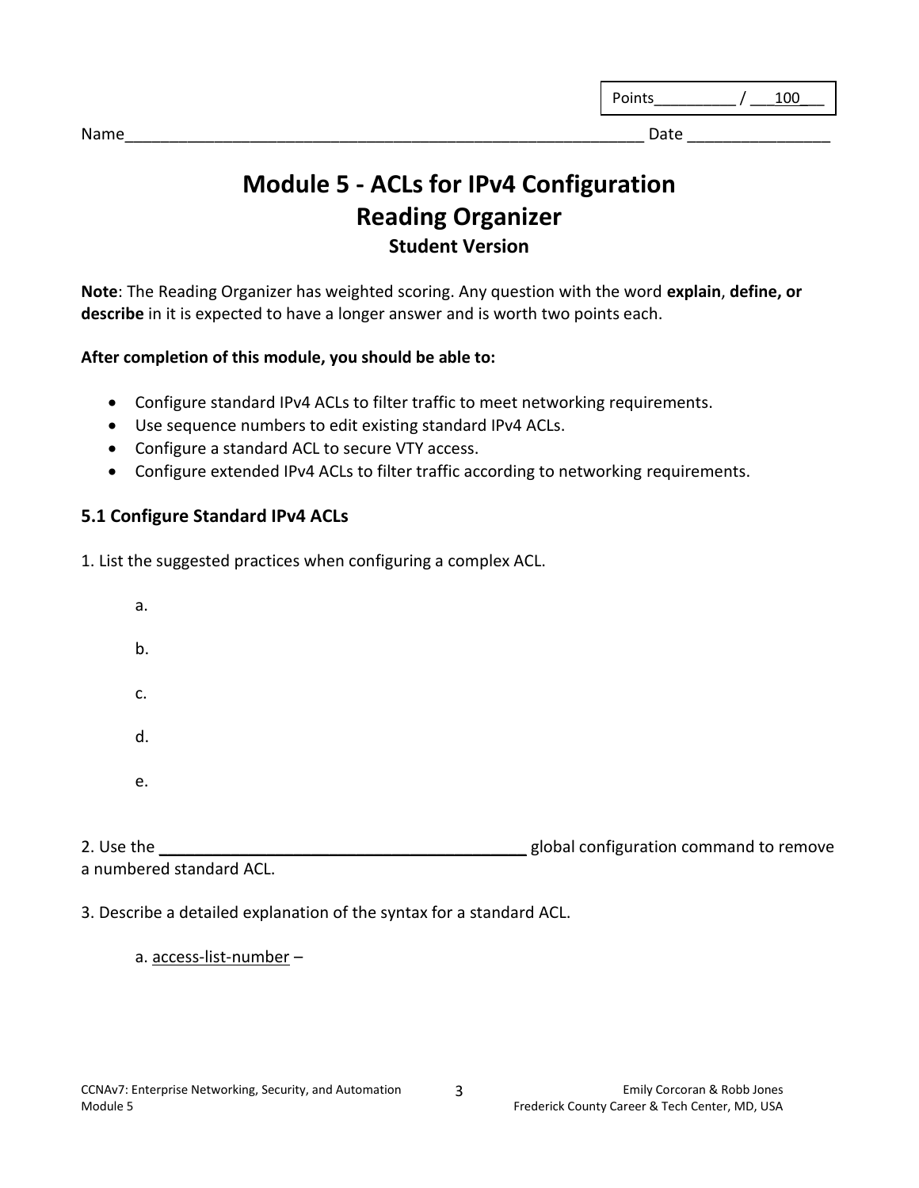Points__________ / ___100___

Name____________________________________________________________ Date ________________

# Module 5 - ACLs for IPv4 Configuration
# Reading Organizer
### Student Version

**Note**: The Reading Organizer has weighted scoring. Any question with the word **explain**, **define, or describe** in it is expected to have a longer answer and is worth two points each.

**After completion of this module, you should be able to:**

- Configure standard IPv4 ACLs to filter traffic to meet networking requirements.
- Use sequence numbers to edit existing standard IPv4 ACLs.
- Configure a standard ACL to secure VTY access.
- Configure extended IPv4 ACLs to filter traffic according to networking requirements.

## 5.1 Configure Standard IPv4 ACLs

1. List the suggested practices when configuring a complex ACL.

   a.

   b.

   c.

   d.

   e.

2. Use the ___________________________________________ global configuration command to remove a numbered standard ACL.

3. Describe a detailed explanation of the syntax for a standard ACL.

   a. access-list-number –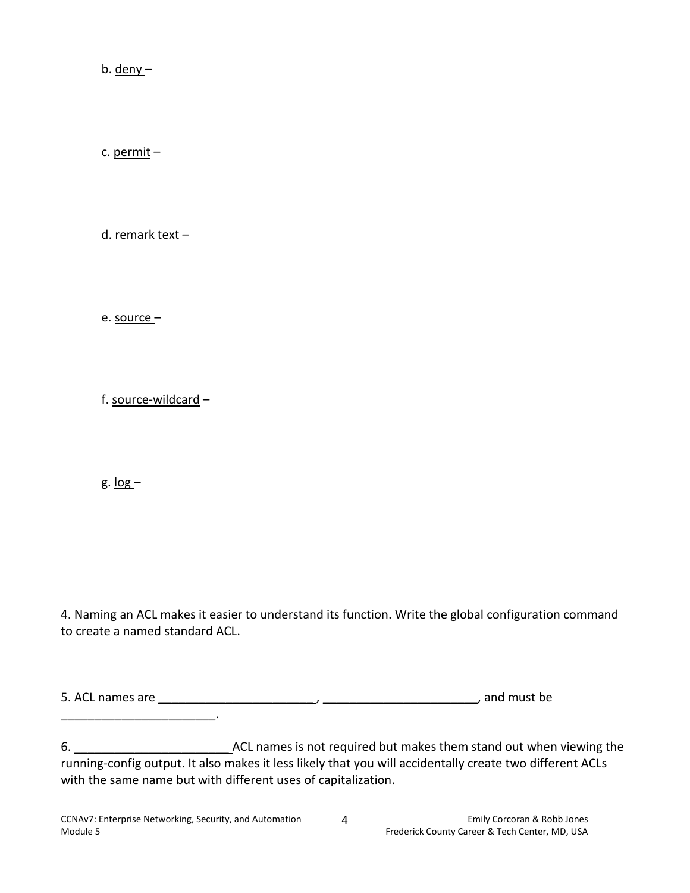b. <u>deny</u> –

c. <u>permit</u> –

d. <u>remark text</u> –

e. <u>source</u> –

f. <u>source-wildcard</u> –

g. <u>log</u> –

4. Naming an ACL makes it easier to understand its function. Write the global configuration command to create a named standard ACL.

5. ACL names are _______________________, _______________________, and must be _______________________.

6. _______________________ACL names is not required but makes them stand out when viewing the running-config output. It also makes it less likely that you will accidentally create two different ACLs with the same name but with different uses of capitalization.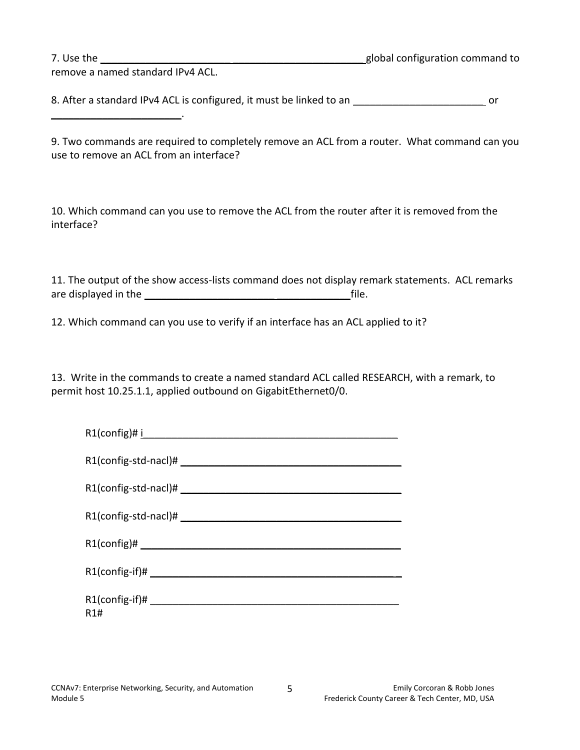7. Use the ______________________________________________global configuration command to remove a named standard IPv4 ACL.

8. After a standard IPv4 ACL is configured, it must be linked to an _______________________ or _______________________.

9. Two commands are required to completely remove an ACL from a router. What command can you use to remove an ACL from an interface?

10. Which command can you use to remove the ACL from the router after it is removed from the interface?

11. The output of the show access-lists command does not display remark statements. ACL remarks are displayed in the ____________________________________file.

12. Which command can you use to verify if an interface has an ACL applied to it?

13. Write in the commands to create a named standard ACL called RESEARCH, with a remark, to permit host 10.25.1.1, applied outbound on GigabitEthernet0/0.

R1(config)# i_____________________________________________

R1(config-std-nacl)# ________________________________________

R1(config-std-nacl)# ________________________________________

R1(config-std-nacl)# ________________________________________

R1(config)# _____________________________________________

R1(config-if)# ___________________________________________

R1(config-if)# ___________________________________________
R1#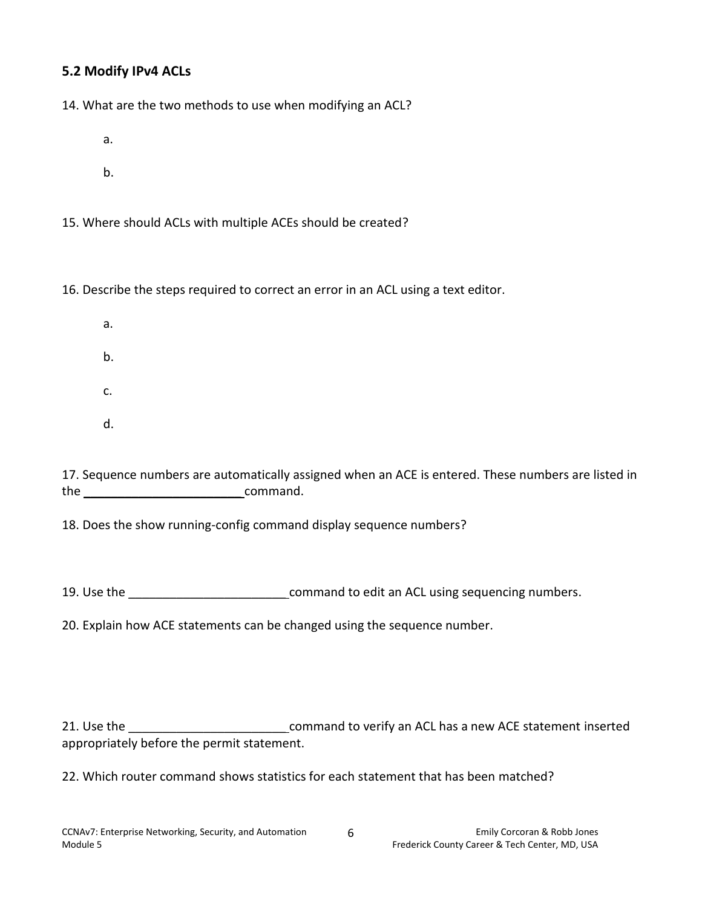### 5.2 Modify IPv4 ACLs

14. What are the two methods to use when modifying an ACL?

   a.

   b.

15. Where should ACLs with multiple ACEs should be created?

16. Describe the steps required to correct an error in an ACL using a text editor.

   a.

   b.

   c.

   d.

17. Sequence numbers are automatically assigned when an ACE is entered. These numbers are listed in the _______________________ command.

18. Does the show running-config command display sequence numbers?

19. Use the _______________________ command to edit an ACL using sequencing numbers.

20. Explain how ACE statements can be changed using the sequence number.

21. Use the _______________________ command to verify an ACL has a new ACE statement inserted appropriately before the permit statement.

22. Which router command shows statistics for each statement that has been matched?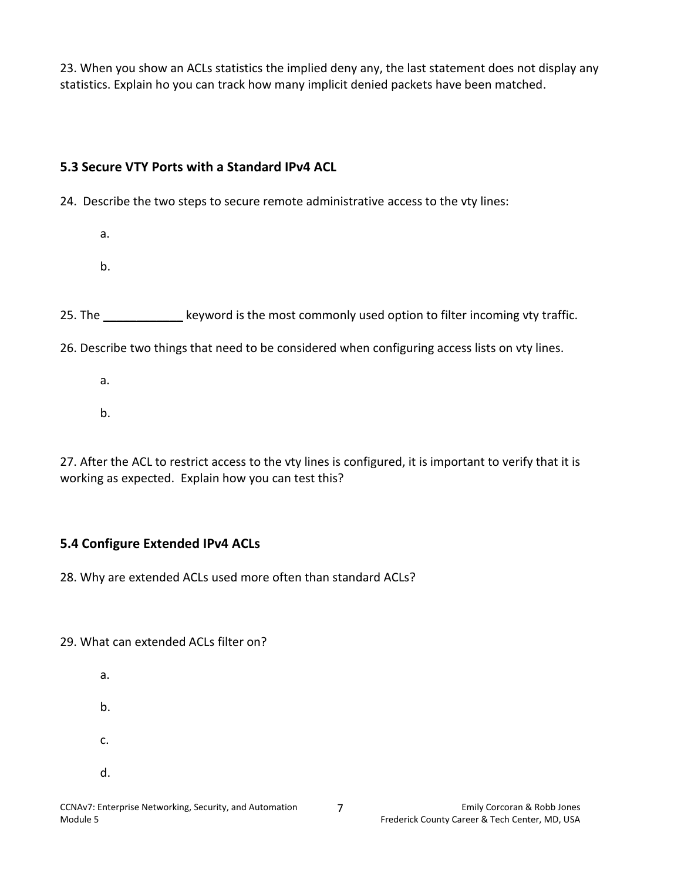23. When you show an ACLs statistics the implied deny any, the last statement does not display any statistics. Explain ho you can track how many implicit denied packets have been matched.

## 5.3 Secure VTY Ports with a Standard IPv4 ACL

24. Describe the two steps to secure remote administrative access to the vty lines:

    a.

    b.

25. The ____________ keyword is the most commonly used option to filter incoming vty traffic.

26. Describe two things that need to be considered when configuring access lists on vty lines.

    a.

    b.

27. After the ACL to restrict access to the vty lines is configured, it is important to verify that it is working as expected. Explain how you can test this?

## 5.4 Configure Extended IPv4 ACLs

28. Why are extended ACLs used more often than standard ACLs?

29. What can extended ACLs filter on?

    a.

    b.

    c.

    d.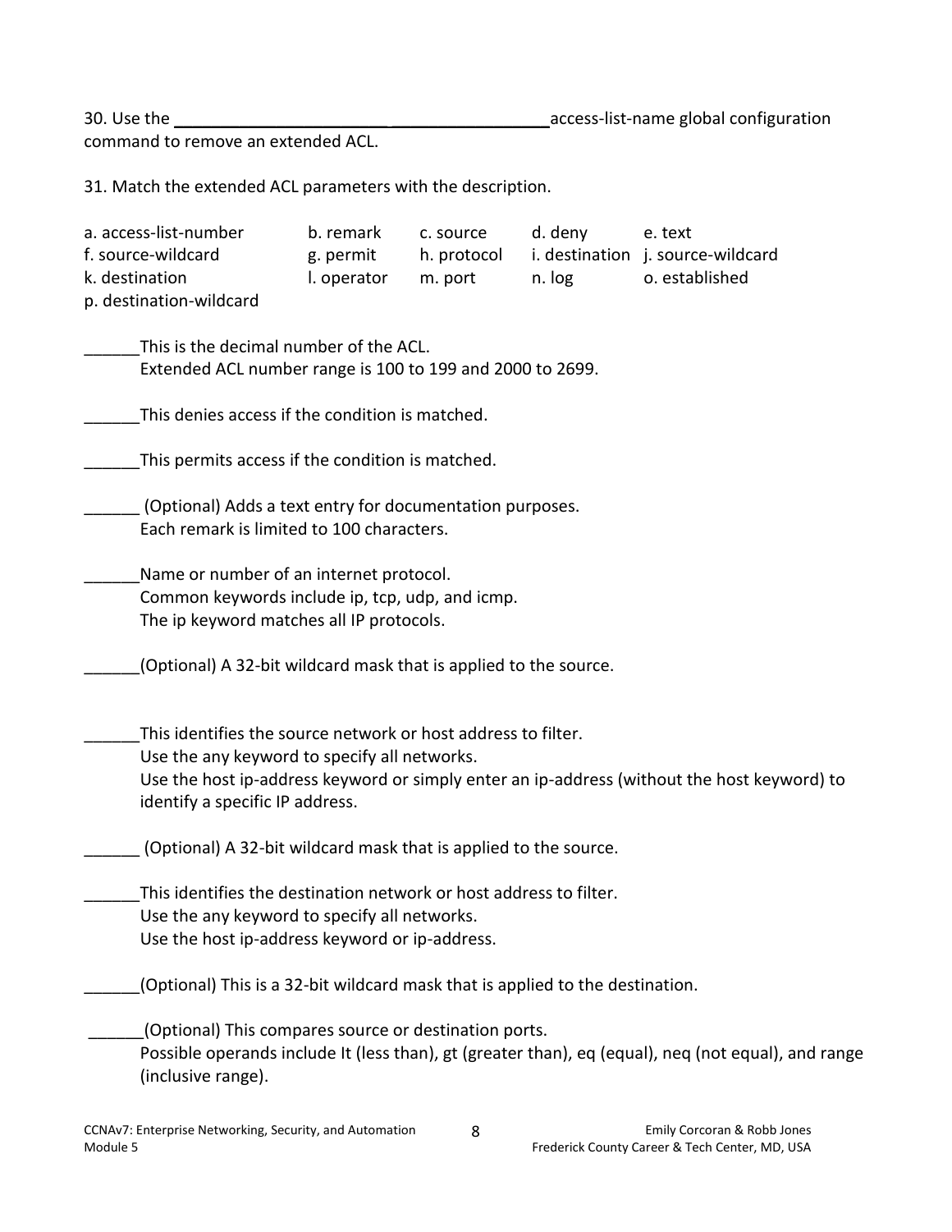30. Use the _______________________ _________________ access-list-name global configuration command to remove an extended ACL.

31. Match the extended ACL parameters with the description.

| a. access-list-number | b. remark | c. source | d. deny | e. text |
|---|---|---|---|---|
| f. source-wildcard | g. permit | h. protocol | i. destination | j. source-wildcard |
| k. destination | l. operator | m. port | n. log | o. established |
| p. destination-wildcard | | | | |

______This is the decimal number of the ACL.
Extended ACL number range is 100 to 199 and 2000 to 2699.

______This denies access if the condition is matched.

______This permits access if the condition is matched.

______ (Optional) Adds a text entry for documentation purposes.
Each remark is limited to 100 characters.

______Name or number of an internet protocol.
Common keywords include ip, tcp, udp, and icmp.
The ip keyword matches all IP protocols.

______(Optional) A 32-bit wildcard mask that is applied to the source.

______This identifies the source network or host address to filter.
Use the any keyword to specify all networks.
Use the host ip-address keyword or simply enter an ip-address (without the host keyword) to identify a specific IP address.

______ (Optional) A 32-bit wildcard mask that is applied to the source.

______This identifies the destination network or host address to filter.
Use the any keyword to specify all networks.
Use the host ip-address keyword or ip-address.

______(Optional) This is a 32-bit wildcard mask that is applied to the destination.

______(Optional) This compares source or destination ports.
Possible operands include lt (less than), gt (greater than), eq (equal), neq (not equal), and range (inclusive range).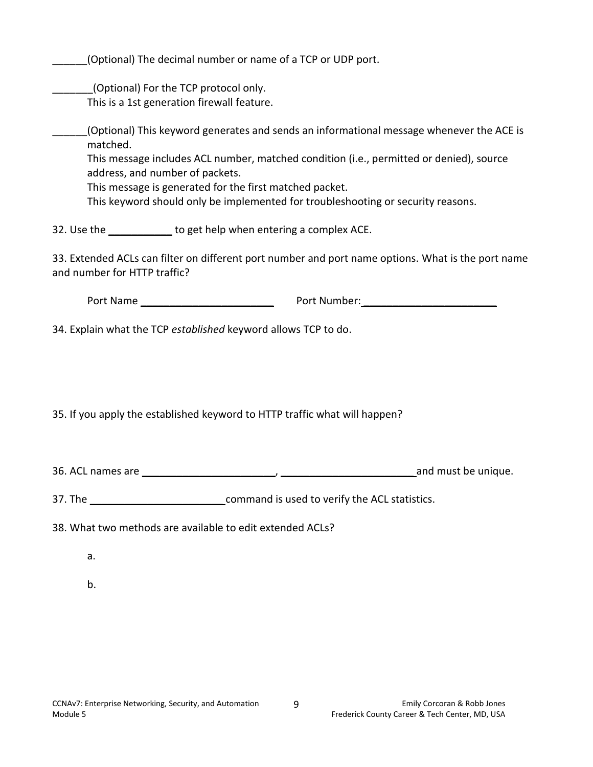______(Optional) The decimal number or name of a TCP or UDP port.

_______(Optional) For the TCP protocol only.
This is a 1st generation firewall feature.

______(Optional) This keyword generates and sends an informational message whenever the ACE is matched.
This message includes ACL number, matched condition (i.e., permitted or denied), source address, and number of packets.
This message is generated for the first matched packet.
This keyword should only be implemented for troubleshooting or security reasons.

32. Use the ___________ to get help when entering a complex ACE.

33. Extended ACLs can filter on different port number and port name options. What is the port name and number for HTTP traffic?

Port Name _______________________ Port Number:_______________________

34. Explain what the TCP *established* keyword allows TCP to do.

35. If you apply the established keyword to HTTP traffic what will happen?

36. ACL names are _______________________, _______________________ and must be unique.

37. The _______________________ command is used to verify the ACL statistics.

38. What two methods are available to edit extended ACLs?

a.

b.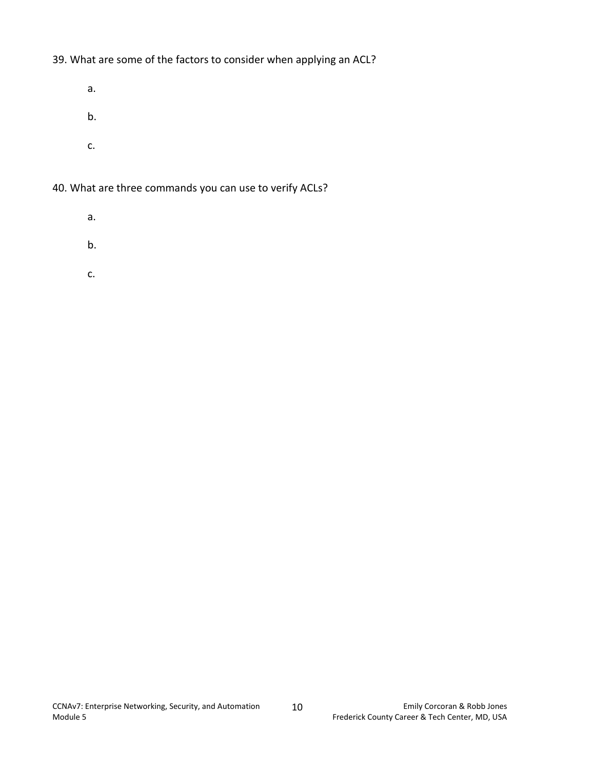39. What are some of the factors to consider when applying an ACL?

a.

b.

c.

40. What are three commands you can use to verify ACLs?

a.

b.

c.